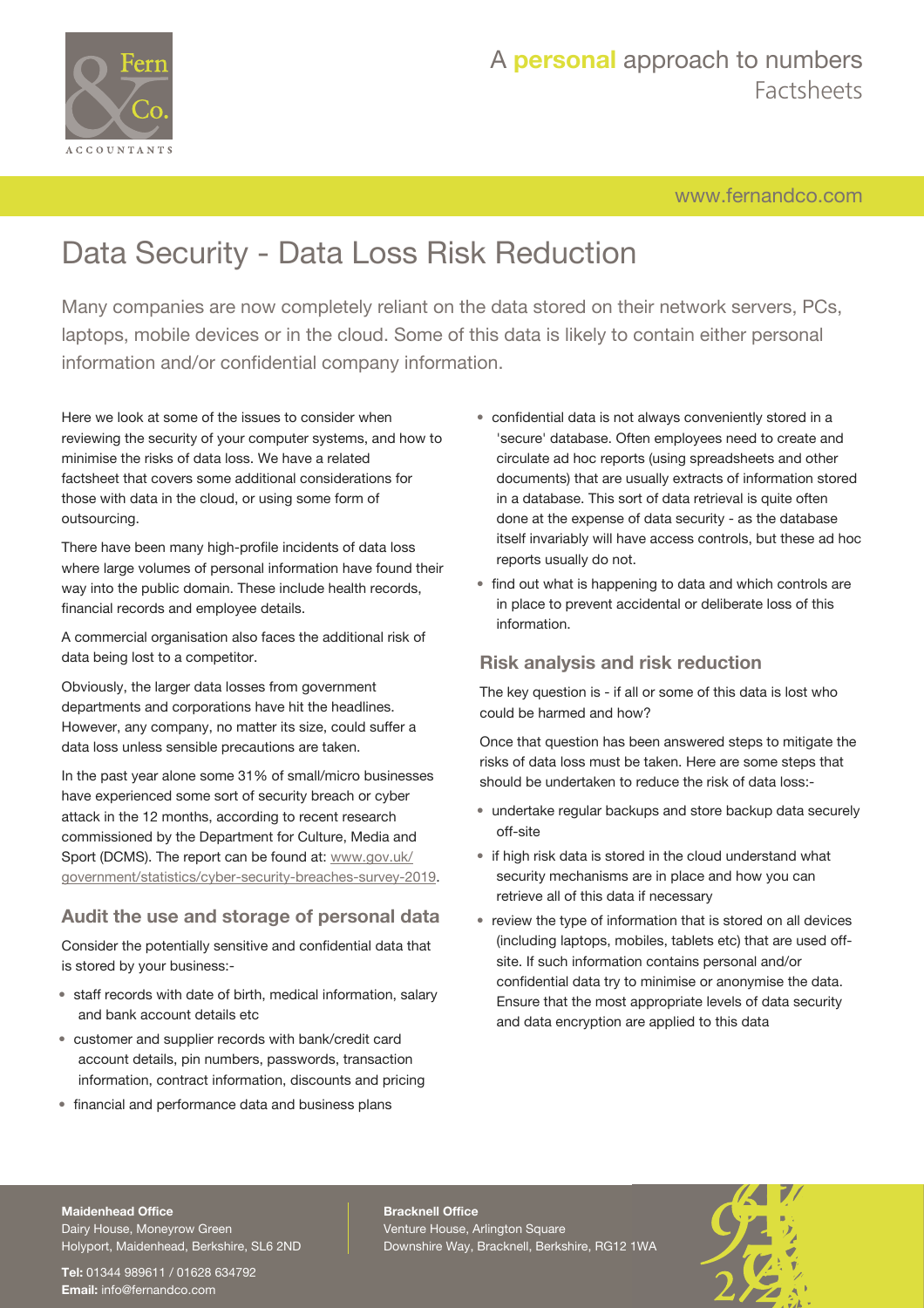# Data Security - Data Loss Risk Reduction

Many companies are now completely reliant on the data stored on their network servers, PCs, laptops, mobile devices or in the cloud. Some of this data is likely to contain either personal information and/or confidential company information.

Here we look at some of the issues to consider when reviewing the security of your computer systems, and how to minimise the risks of data loss. We have a related factsheet that covers some additional considerations for those with data in the cloud, or using some form of outsourcing.

There have been many high-profile incidents of data loss where large volumes of personal information have found their way into the public domain. These include health records, financial records and employee details.

A commercial organisation also faces the additional risk of data being lost to a competitor.

Obviously, the larger data losses from government departments and corporations have hit the headlines. However, any company, no matter its size, could suffer a data loss unless sensible precautions are taken.

In the past year alone some 31% of small/micro businesses have experienced some sort of security breach or cyber attack in the 12 months, according to recent research commissioned by the Department for Culture, Media and Sport (DCMS). The report can be found at: [www.gov.uk/government/statistics/cyber-security-breaches-survey-2019](www.gov.uk/government/statistics/cyber-security-breaches-survey-2019).

## Audit the use and storage of personal data

Consider the potentially sensitive and confidential data that is stored by your business:-

- staff records with date of birth, medical information, salary and bank account details etc
- customer and supplier records with bank/credit card account details, pin numbers, passwords, transaction information, contract information, discounts and pricing
- financial and performance data and business plans
- confidential data is not always conveniently stored in a 'secure' database. Often employees need to create and circulate ad hoc reports (using spreadsheets and other documents) that are usually extracts of information stored in a database. This sort of data retrieval is quite often done at the expense of data security - as the database itself invariably will have access controls, but these ad hoc reports usually do not.
- find out what is happening to data and which controls are in place to prevent accidental or deliberate loss of this information.

## Risk analysis and risk reduction

The key question is - if all or some of this data is lost who could be harmed and how?

Once that question has been answered steps to mitigate the risks of data loss must be taken. Here are some steps that should be undertaken to reduce the risk of data loss:-

- undertake regular backups and store backup data securely off-site
- if high risk data is stored in the cloud understand what security mechanisms are in place and how you can retrieve all of this data if necessary
- review the type of information that is stored on all devices (including laptops, mobiles, tablets etc) that are used off-site. If such information contains personal and/or confidential data try to minimise or anonymise the data. Ensure that the most appropriate levels of data security and data encryption are applied to this data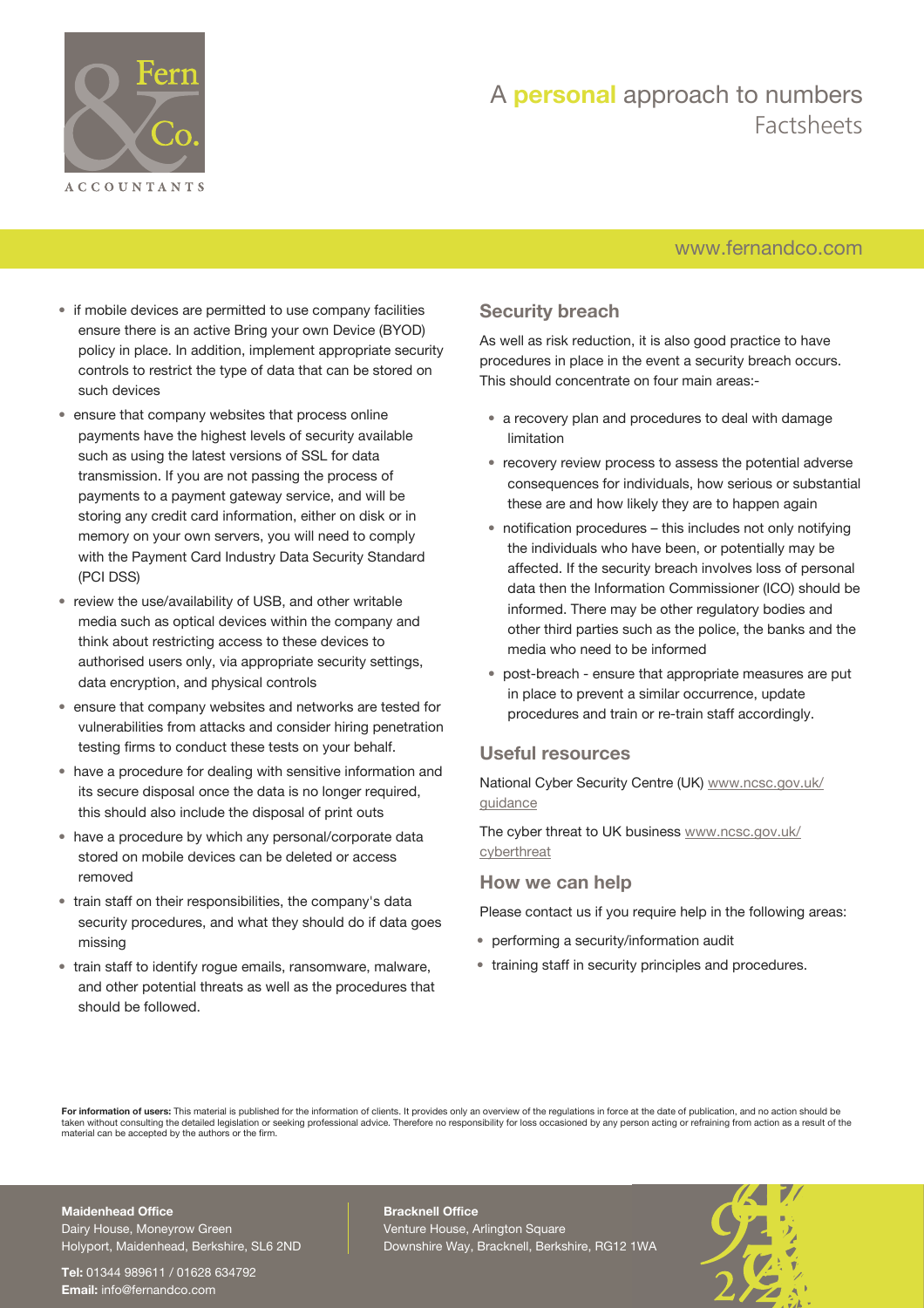- if mobile devices are permitted to use company facilities ensure there is an active Bring your own Device (BYOD) policy in place. In addition, implement appropriate security controls to restrict the type of data that can be stored on such devices
- ensure that company websites that process online payments have the highest levels of security available such as using the latest versions of SSL for data transmission. If you are not passing the process of payments to a payment gateway service, and will be storing any credit card information, either on disk or in memory on your own servers, you will need to comply with the Payment Card Industry Data Security Standard (PCI DSS)
- review the use/availability of USB, and other writable media such as optical devices within the company and think about restricting access to these devices to authorised users only, via appropriate security settings, data encryption, and physical controls
- ensure that company websites and networks are tested for vulnerabilities from attacks and consider hiring penetration testing firms to conduct these tests on your behalf.
- have a procedure for dealing with sensitive information and its secure disposal once the data is no longer required, this should also include the disposal of print outs
- have a procedure by which any personal/corporate data stored on mobile devices can be deleted or access removed
- train staff on their responsibilities, the company's data security procedures, and what they should do if data goes missing
- train staff to identify rogue emails, ransomware, malware, and other potential threats as well as the procedures that should be followed.

## Security breach

As well as risk reduction, it is also good practice to have procedures in place in the event a security breach occurs. This should concentrate on four main areas:-

- a recovery plan and procedures to deal with damage limitation
- recovery review process to assess the potential adverse consequences for individuals, how serious or substantial these are and how likely they are to happen again
- notification procedures – this includes not only notifying the individuals who have been, or potentially may be affected. If the security breach involves loss of personal data then the Information Commissioner (ICO) should be informed. There may be other regulatory bodies and other third parties such as the police, the banks and the media who need to be informed
- post-breach - ensure that appropriate measures are put in place to prevent a similar occurrence, update procedures and train or re-train staff accordingly.

## Useful resources

National Cyber Security Centre (UK) www.ncsc.gov.uk/guidance

The cyber threat to UK business www.ncsc.gov.uk/cyberthreat

## How we can help

Please contact us if you require help in the following areas:

- performing a security/information audit
- training staff in security principles and procedures.

**For information of users:** This material is published for the information of clients. It provides only an overview of the regulations in force at the date of publication, and no action should be taken without consulting the detailed legislation or seeking professional advice. Therefore no responsibility for loss occasioned by any person acting or refraining from action as a result of the material can be accepted by the authors or the firm.